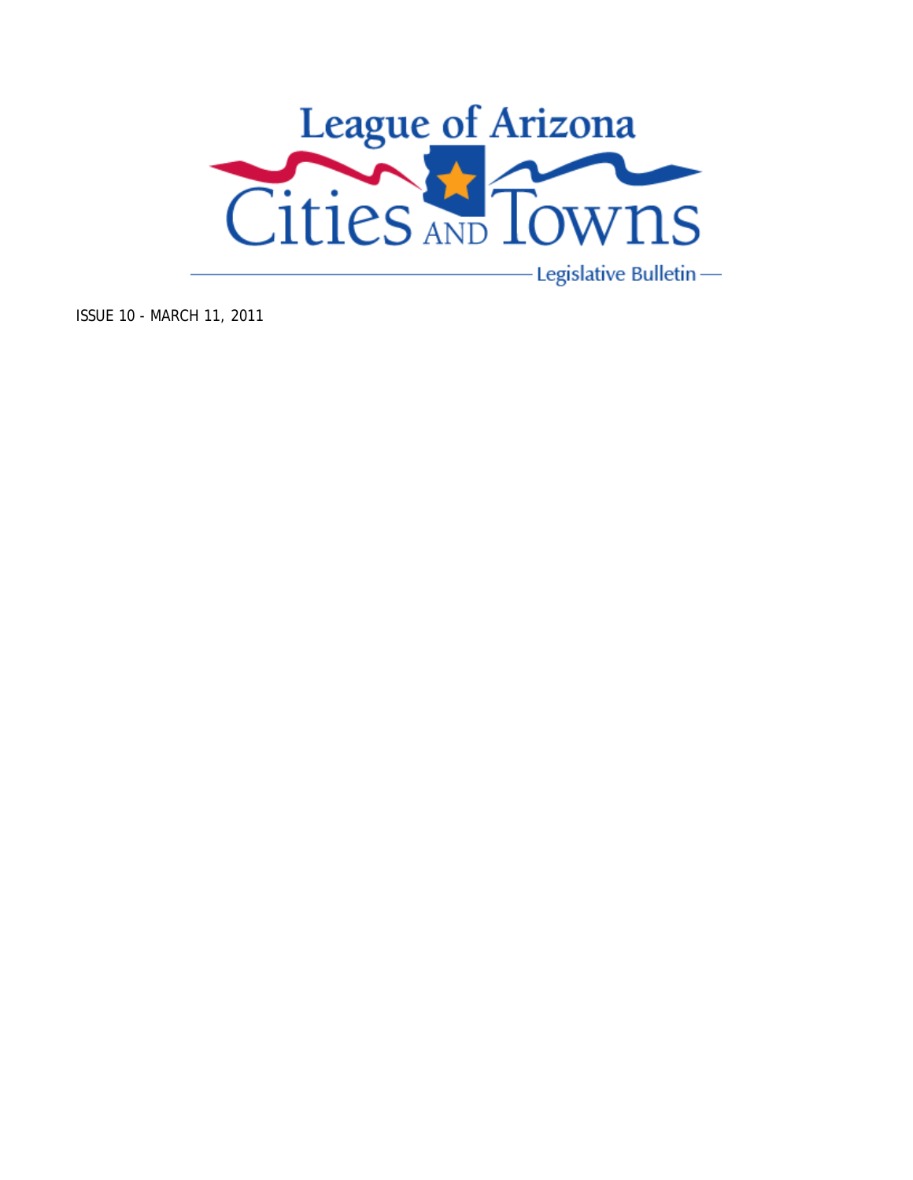# League of Arizona Cities and Towns

Legislative Bulletin

ISSUE 10 - MARCH 11, 2011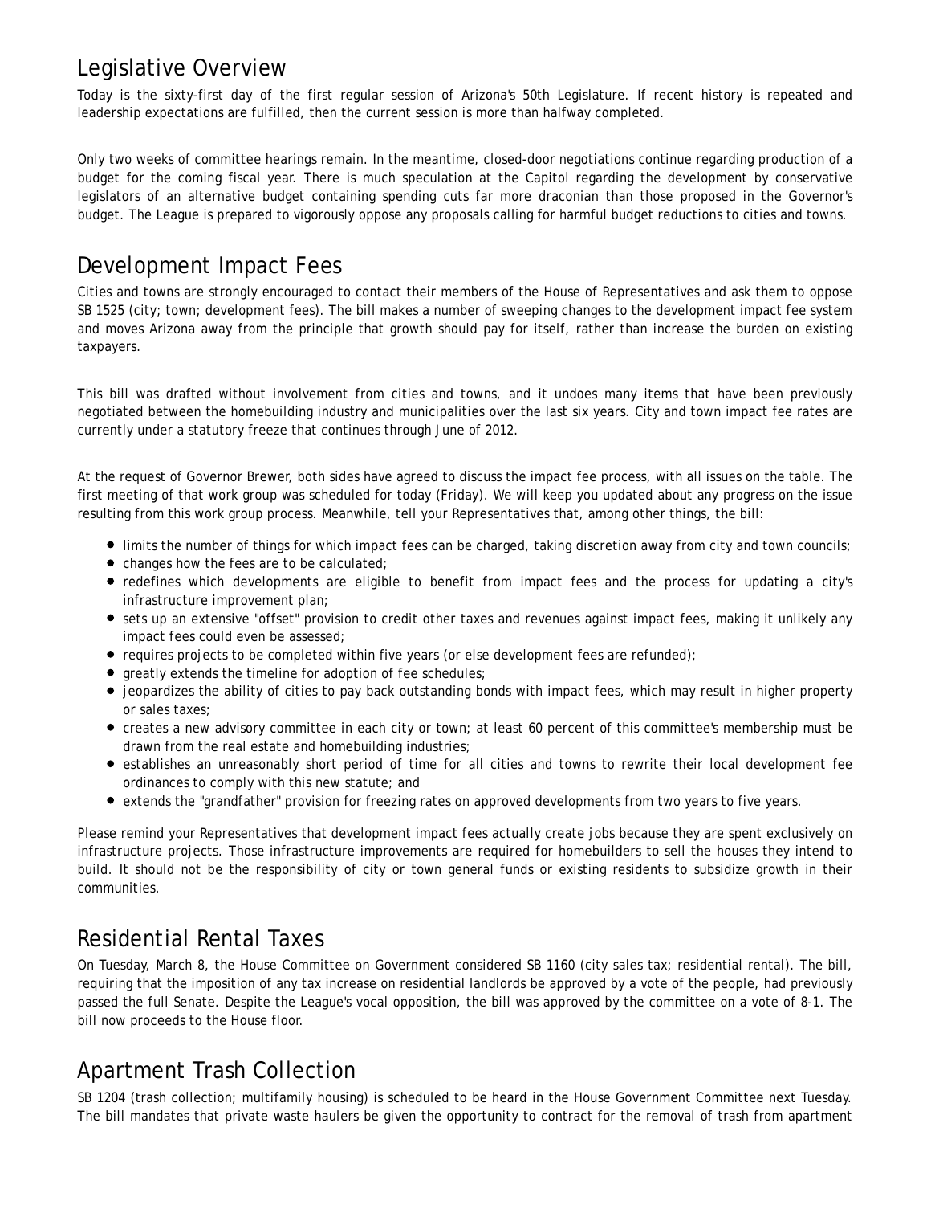## Legislative Overview

Today is the sixty-first day of the first regular session of Arizona's 50th Legislature. If recent history is repeated and leadership expectations are fulfilled, then the current session is more than halfway completed.

Only two weeks of committee hearings remain. In the meantime, closed-door negotiations continue regarding production of a budget for the coming fiscal year. There is much speculation at the Capitol regarding the development by conservative legislators of an alternative budget containing spending cuts far more draconian than those proposed in the Governor's budget. The League is prepared to vigorously oppose any proposals calling for harmful budget reductions to cities and towns.

## Development Impact Fees

Cities and towns are strongly encouraged to contact their members of the House of Representatives and ask them to oppose SB 1525 (city; town; development fees). The bill makes a number of sweeping changes to the development impact fee system and moves Arizona away from the principle that growth should pay for itself, rather than increase the burden on existing taxpayers.

This bill was drafted without involvement from cities and towns, and it undoes many items that have been previously negotiated between the homebuilding industry and municipalities over the last six years. City and town impact fee rates are currently under a statutory freeze that continues through June of 2012.

At the request of Governor Brewer, both sides have agreed to discuss the impact fee process, with all issues on the table. The first meeting of that work group was scheduled for today (Friday). We will keep you updated about any progress on the issue resulting from this work group process. Meanwhile, tell your Representatives that, among other things, the bill:

- limits the number of things for which impact fees can be charged, taking discretion away from city and town councils;
- changes how the fees are to be calculated;
- redefines which developments are eligible to benefit from impact fees and the process for updating a city's infrastructure improvement plan;
- sets up an extensive "offset" provision to credit other taxes and revenues against impact fees, making it unlikely any impact fees could even be assessed;
- requires projects to be completed within five years (or else development fees are refunded);
- greatly extends the timeline for adoption of fee schedules;
- jeopardizes the ability of cities to pay back outstanding bonds with impact fees, which may result in higher property or sales taxes;
- creates a new advisory committee in each city or town; at least 60 percent of this committee's membership must be drawn from the real estate and homebuilding industries;
- establishes an unreasonably short period of time for all cities and towns to rewrite their local development fee ordinances to comply with this new statute; and
- extends the "grandfather" provision for freezing rates on approved developments from two years to five years.

Please remind your Representatives that development impact fees actually create jobs because they are spent exclusively on infrastructure projects. Those infrastructure improvements are required for homebuilders to sell the houses they intend to build. It should not be the responsibility of city or town general funds or existing residents to subsidize growth in their communities.

## Residential Rental Taxes

On Tuesday, March 8, the House Committee on Government considered SB 1160 (city sales tax; residential rental). The bill, requiring that the imposition of any tax increase on residential landlords be approved by a vote of the people, had previously passed the full Senate. Despite the League's vocal opposition, the bill was approved by the committee on a vote of 8-1. The bill now proceeds to the House floor.

## Apartment Trash Collection

SB 1204 (trash collection; multifamily housing) is scheduled to be heard in the House Government Committee next Tuesday. The bill mandates that private waste haulers be given the opportunity to contract for the removal of trash from apartment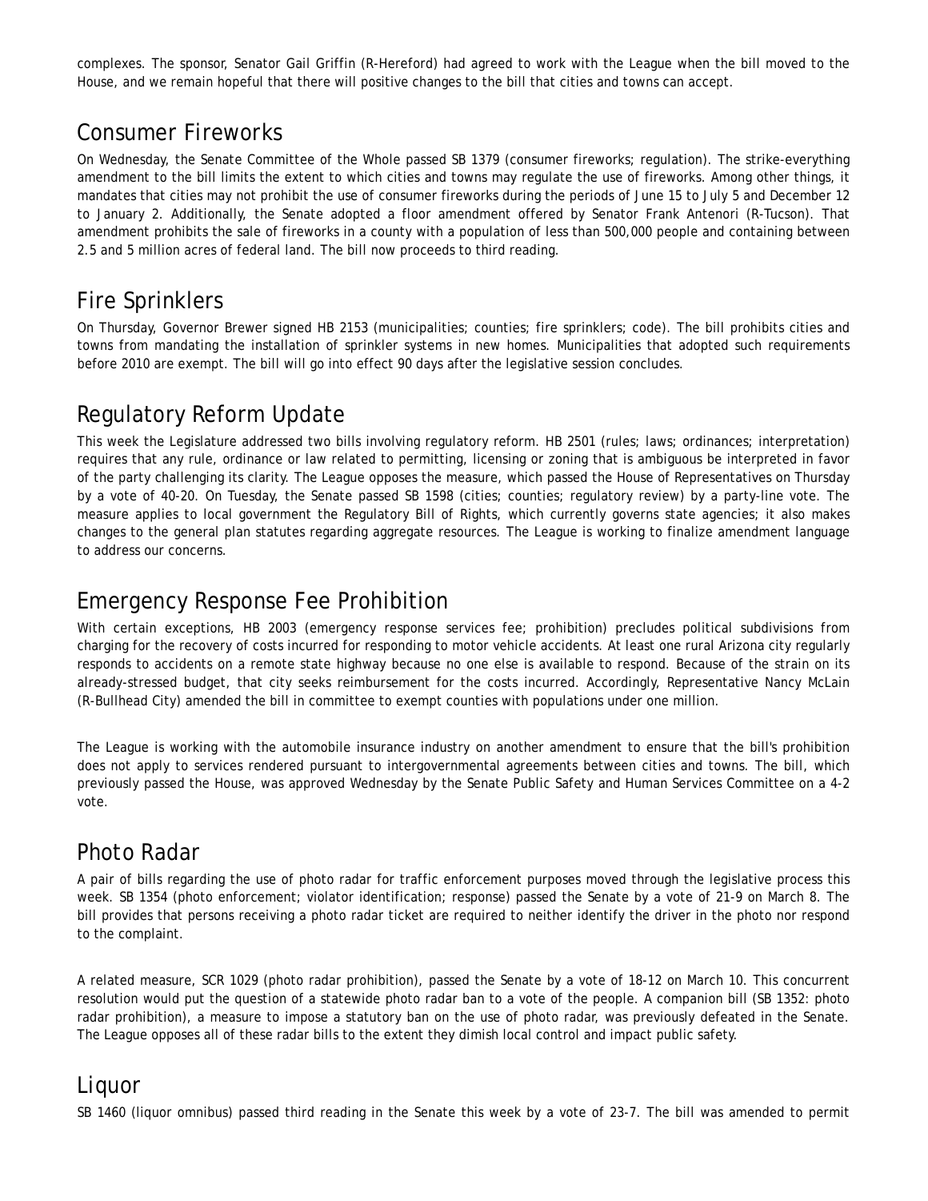complexes. The sponsor, Senator Gail Griffin (R-Hereford) had agreed to work with the League when the bill moved to the House, and we remain hopeful that there will positive changes to the bill that cities and towns can accept.

## Consumer Fireworks

On Wednesday, the Senate Committee of the Whole passed SB 1379 (consumer fireworks; regulation). The strike-everything amendment to the bill limits the extent to which cities and towns may regulate the use of fireworks. Among other things, it mandates that cities may not prohibit the use of consumer fireworks during the periods of June 15 to July 5 and December 12 to January 2. Additionally, the Senate adopted a floor amendment offered by Senator Frank Antenori (R-Tucson). That amendment prohibits the sale of fireworks in a county with a population of less than 500,000 people and containing between 2.5 and 5 million acres of federal land. The bill now proceeds to third reading.

## Fire Sprinklers

On Thursday, Governor Brewer signed HB 2153 (municipalities; counties; fire sprinklers; code). The bill prohibits cities and towns from mandating the installation of sprinkler systems in new homes. Municipalities that adopted such requirements before 2010 are exempt. The bill will go into effect 90 days after the legislative session concludes.

## Regulatory Reform Update

This week the Legislature addressed two bills involving regulatory reform. HB 2501 (rules; laws; ordinances; interpretation) requires that any rule, ordinance or law related to permitting, licensing or zoning that is ambiguous be interpreted in favor of the party challenging its clarity. The League opposes the measure, which passed the House of Representatives on Thursday by a vote of 40-20. On Tuesday, the Senate passed SB 1598 (cities; counties; regulatory review) by a party-line vote. The measure applies to local government the Regulatory Bill of Rights, which currently governs state agencies; it also makes changes to the general plan statutes regarding aggregate resources. The League is working to finalize amendment language to address our concerns.

## Emergency Response Fee Prohibition

With certain exceptions, HB 2003 (emergency response services fee; prohibition) precludes political subdivisions from charging for the recovery of costs incurred for responding to motor vehicle accidents. At least one rural Arizona city regularly responds to accidents on a remote state highway because no one else is available to respond. Because of the strain on its already-stressed budget, that city seeks reimbursement for the costs incurred. Accordingly, Representative Nancy McLain (R-Bullhead City) amended the bill in committee to exempt counties with populations under one million.

The League is working with the automobile insurance industry on another amendment to ensure that the bill's prohibition does not apply to services rendered pursuant to intergovernmental agreements between cities and towns. The bill, which previously passed the House, was approved Wednesday by the Senate Public Safety and Human Services Committee on a 4-2 vote.

## Photo Radar

A pair of bills regarding the use of photo radar for traffic enforcement purposes moved through the legislative process this week. SB 1354 (photo enforcement; violator identification; response) passed the Senate by a vote of 21-9 on March 8. The bill provides that persons receiving a photo radar ticket are required to neither identify the driver in the photo nor respond to the complaint.

A related measure, SCR 1029 (photo radar prohibition), passed the Senate by a vote of 18-12 on March 10. This concurrent resolution would put the question of a statewide photo radar ban to a vote of the people. A companion bill (SB 1352: photo radar prohibition), a measure to impose a statutory ban on the use of photo radar, was previously defeated in the Senate. The League opposes all of these radar bills to the extent they dimish local control and impact public safety.

## Liquor

SB 1460 (liquor omnibus) passed third reading in the Senate this week by a vote of 23-7. The bill was amended to permit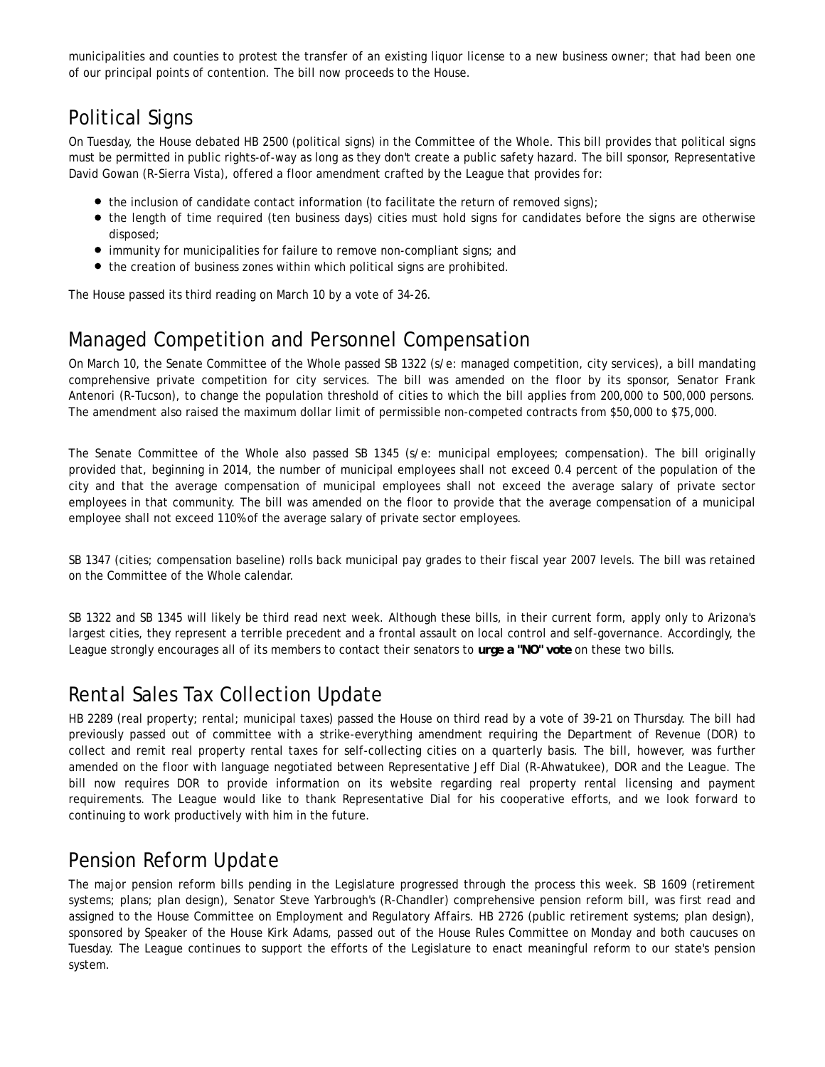municipalities and counties to protest the transfer of an existing liquor license to a new business owner; that had been one of our principal points of contention. The bill now proceeds to the House.

## Political Signs

On Tuesday, the House debated HB 2500 (political signs) in the Committee of the Whole. This bill provides that political signs must be permitted in public rights-of-way as long as they don't create a public safety hazard. The bill sponsor, Representative David Gowan (R-Sierra Vista), offered a floor amendment crafted by the League that provides for:

- the inclusion of candidate contact information (to facilitate the return of removed signs);
- the length of time required (ten business days) cities must hold signs for candidates before the signs are otherwise disposed;
- immunity for municipalities for failure to remove non-compliant signs; and
- the creation of business zones within which political signs are prohibited.

The House passed its third reading on March 10 by a vote of 34-26.

## Managed Competition and Personnel Compensation

On March 10, the Senate Committee of the Whole passed SB 1322 (s/e: managed competition, city services), a bill mandating comprehensive private competition for city services. The bill was amended on the floor by its sponsor, Senator Frank Antenori (R-Tucson), to change the population threshold of cities to which the bill applies from 200,000 to 500,000 persons. The amendment also raised the maximum dollar limit of permissible non-competed contracts from $50,000 to $75,000.

The Senate Committee of the Whole also passed SB 1345 (s/e: municipal employees; compensation). The bill originally provided that, beginning in 2014, the number of municipal employees shall not exceed 0.4 percent of the population of the city and that the average compensation of municipal employees shall not exceed the average salary of private sector employees in that community. The bill was amended on the floor to provide that the average compensation of a municipal employee shall not exceed 110% of the average salary of private sector employees.

SB 1347 (cities; compensation baseline) rolls back municipal pay grades to their fiscal year 2007 levels. The bill was retained on the Committee of the Whole calendar.

SB 1322 and SB 1345 will likely be third read next week. Although these bills, in their current form, apply only to Arizona's largest cities, they represent a terrible precedent and a frontal assault on local control and self-governance. Accordingly, the League strongly encourages all of its members to contact their senators to ***urge a "NO" vote*** on these two bills.

## Rental Sales Tax Collection Update

HB 2289 (real property; rental; municipal taxes) passed the House on third read by a vote of 39-21 on Thursday. The bill had previously passed out of committee with a strike-everything amendment requiring the Department of Revenue (DOR) to collect and remit real property rental taxes for self-collecting cities on a quarterly basis. The bill, however, was further amended on the floor with language negotiated between Representative Jeff Dial (R-Ahwatukee), DOR and the League. The bill now requires DOR to provide information on its website regarding real property rental licensing and payment requirements. The League would like to thank Representative Dial for his cooperative efforts, and we look forward to continuing to work productively with him in the future.

## Pension Reform Update

The major pension reform bills pending in the Legislature progressed through the process this week. SB 1609 (retirement systems; plans; plan design), Senator Steve Yarbrough's (R-Chandler) comprehensive pension reform bill, was first read and assigned to the House Committee on Employment and Regulatory Affairs. HB 2726 (public retirement systems; plan design), sponsored by Speaker of the House Kirk Adams, passed out of the House Rules Committee on Monday and both caucuses on Tuesday. The League continues to support the efforts of the Legislature to enact meaningful reform to our state's pension system.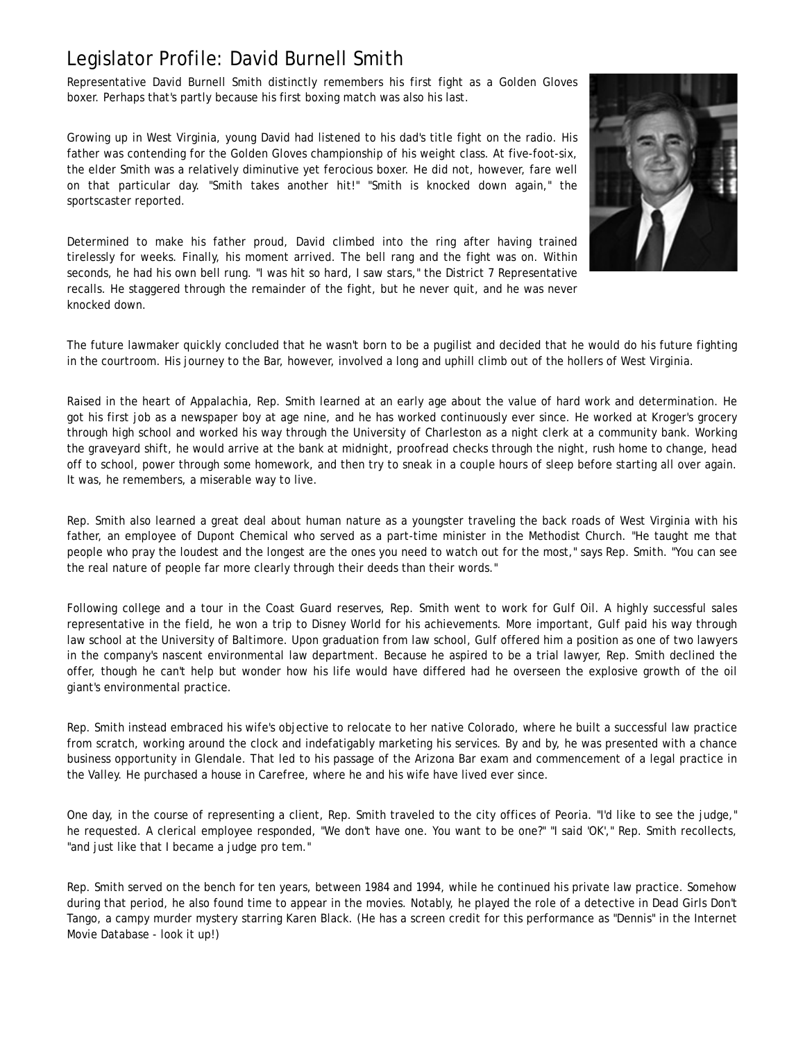# Legislator Profile: David Burnell Smith

Representative David Burnell Smith distinctly remembers his first fight as a Golden Gloves boxer. Perhaps that's partly because his first boxing match was also his last.

Growing up in West Virginia, young David had listened to his dad's title fight on the radio. His father was contending for the Golden Gloves championship of his weight class. At five-foot-six, the elder Smith was a relatively diminutive yet ferocious boxer. He did not, however, fare well on that particular day. "Smith takes another hit!" "Smith is knocked down again," the sportscaster reported.

Determined to make his father proud, David climbed into the ring after having trained tirelessly for weeks. Finally, his moment arrived. The bell rang and the fight was on. Within seconds, he had his own bell rung. "I was hit so hard, I saw stars," the District 7 Representative recalls. He staggered through the remainder of the fight, but he never quit, and he was never knocked down.

The future lawmaker quickly concluded that he wasn't born to be a pugilist and decided that he would do his future fighting in the courtroom. His journey to the Bar, however, involved a long and uphill climb out of the hollers of West Virginia.

Raised in the heart of Appalachia, Rep. Smith learned at an early age about the value of hard work and determination. He got his first job as a newspaper boy at age nine, and he has worked continuously ever since. He worked at Kroger's grocery through high school and worked his way through the University of Charleston as a night clerk at a community bank. Working the graveyard shift, he would arrive at the bank at midnight, proofread checks through the night, rush home to change, head off to school, power through some homework, and then try to sneak in a couple hours of sleep before starting all over again. It was, he remembers, a miserable way to live.

Rep. Smith also learned a great deal about human nature as a youngster traveling the back roads of West Virginia with his father, an employee of Dupont Chemical who served as a part-time minister in the Methodist Church. "He taught me that people who pray the loudest and the longest are the ones you need to watch out for the most," says Rep. Smith. "You can see the real nature of people far more clearly through their deeds than their words."

Following college and a tour in the Coast Guard reserves, Rep. Smith went to work for Gulf Oil. A highly successful sales representative in the field, he won a trip to Disney World for his achievements. More important, Gulf paid his way through law school at the University of Baltimore. Upon graduation from law school, Gulf offered him a position as one of two lawyers in the company's nascent environmental law department. Because he aspired to be a trial lawyer, Rep. Smith declined the offer, though he can't help but wonder how his life would have differed had he overseen the explosive growth of the oil giant's environmental practice.

Rep. Smith instead embraced his wife's objective to relocate to her native Colorado, where he built a successful law practice from scratch, working around the clock and indefatigably marketing his services. By and by, he was presented with a chance business opportunity in Glendale. That led to his passage of the Arizona Bar exam and commencement of a legal practice in the Valley. He purchased a house in Carefree, where he and his wife have lived ever since.

One day, in the course of representing a client, Rep. Smith traveled to the city offices of Peoria. "I'd like to see the judge," he requested. A clerical employee responded, "We don't have one. You want to be one?" "I said 'OK'," Rep. Smith recollects, "and just like that I became a judge pro tem."

Rep. Smith served on the bench for ten years, between 1984 and 1994, while he continued his private law practice. Somehow during that period, he also found time to appear in the movies. Notably, he played the role of a detective in Dead Girls Don't Tango, a campy murder mystery starring Karen Black. (He has a screen credit for this performance as "Dennis" in the Internet Movie Database - look it up!)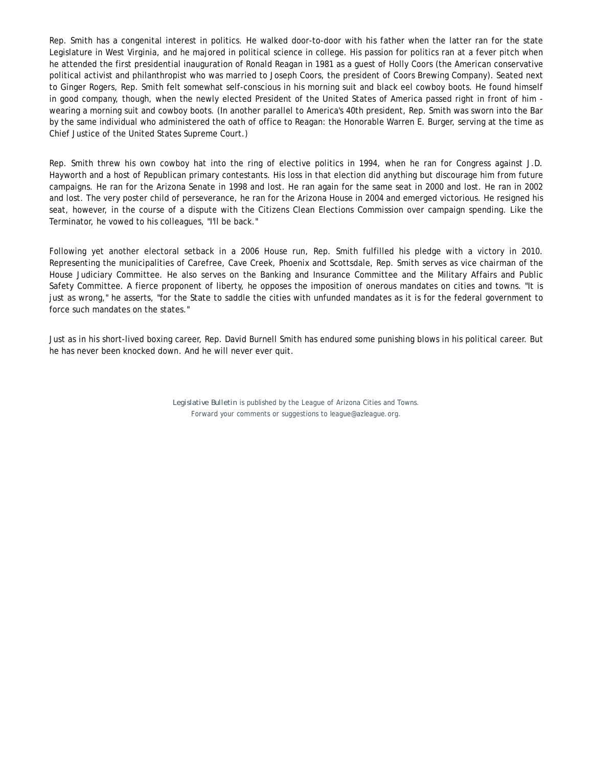Rep. Smith has a congenital interest in politics. He walked door-to-door with his father when the latter ran for the state Legislature in West Virginia, and he majored in political science in college. His passion for politics ran at a fever pitch when he attended the first presidential inauguration of Ronald Reagan in 1981 as a guest of Holly Coors (the American conservative political activist and philanthropist who was married to Joseph Coors, the president of Coors Brewing Company). Seated next to Ginger Rogers, Rep. Smith felt somewhat self-conscious in his morning suit and black eel cowboy boots. He found himself in good company, though, when the newly elected President of the United States of America passed right in front of him - wearing a morning suit and cowboy boots. (In another parallel to America's 40th president, Rep. Smith was sworn into the Bar by the same individual who administered the oath of office to Reagan: the Honorable Warren E. Burger, serving at the time as Chief Justice of the United States Supreme Court.)

Rep. Smith threw his own cowboy hat into the ring of elective politics in 1994, when he ran for Congress against J.D. Hayworth and a host of Republican primary contestants. His loss in that election did anything but discourage him from future campaigns. He ran for the Arizona Senate in 1998 and lost. He ran again for the same seat in 2000 and lost. He ran in 2002 and lost. The very poster child of perseverance, he ran for the Arizona House in 2004 and emerged victorious. He resigned his seat, however, in the course of a dispute with the Citizens Clean Elections Commission over campaign spending. Like the Terminator, he vowed to his colleagues, "I'll be back."

Following yet another electoral setback in a 2006 House run, Rep. Smith fulfilled his pledge with a victory in 2010. Representing the municipalities of Carefree, Cave Creek, Phoenix and Scottsdale, Rep. Smith serves as vice chairman of the House Judiciary Committee. He also serves on the Banking and Insurance Committee and the Military Affairs and Public Safety Committee. A fierce proponent of liberty, he opposes the imposition of onerous mandates on cities and towns. "It is just as wrong," he asserts, "for the State to saddle the cities with unfunded mandates as it is for the federal government to force such mandates on the states."

Just as in his short-lived boxing career, Rep. David Burnell Smith has endured some punishing blows in his political career. But he has never been knocked down. And he will never ever quit.

*Legislative Bulletin* is published by the League of Arizona Cities and Towns.
Forward your comments or suggestions to league@azleague.org.